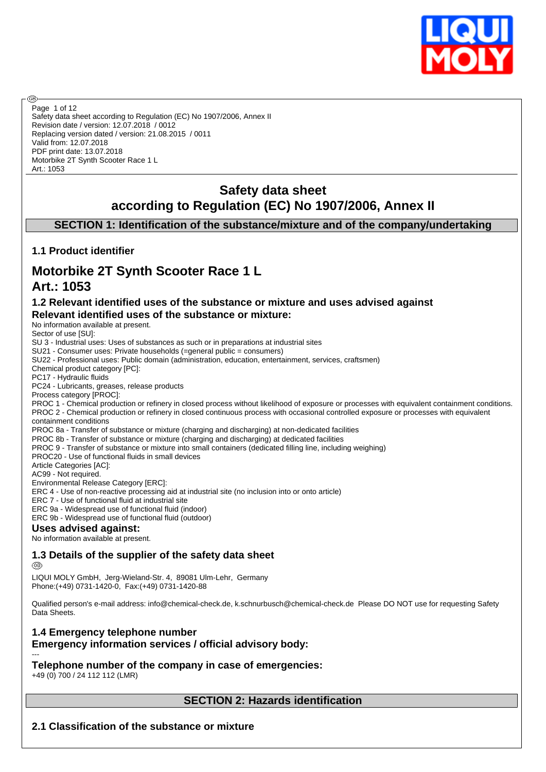Safety data sheet according to Regulation (EC) No 1907/2006, Annex II
Revision date / version: 12.07.2018 / 0012
Replacing version dated / version: 21.08.2015 / 0011
Valid from: 12.07.2018
PDF print date: 13.07.2018
Motorbike 2T Synth Scooter Race 1 L
Art.: 1053

# Safety data sheet
# according to Regulation (EC) No 1907/2006, Annex II

## SECTION 1: Identification of the substance/mixture and of the company/undertaking

### 1.1 Product identifier

## Motorbike 2T Synth Scooter Race 1 L
## Art.: 1053

### 1.2 Relevant identified uses of the substance or mixture and uses advised against
### Relevant identified uses of the substance or mixture:

No information available at present.

Sector of use [SU]:
SU 3 - Industrial uses: Uses of substances as such or in preparations at industrial sites
SU21 - Consumer uses: Private households (=general public = consumers)
SU22 - Professional uses: Public domain (administration, education, entertainment, services, craftsmen)
Chemical product category [PC]:
PC17 - Hydraulic fluids
PC24 - Lubricants, greases, release products
Process category [PROC]:
PROC 1 - Chemical production or refinery in closed process without likelihood of exposure or processes with equivalent containment conditions.
PROC 2 - Chemical production or refinery in closed continuous process with occasional controlled exposure or processes with equivalent containment conditions
PROC 8a - Transfer of substance or mixture (charging and discharging) at non-dedicated facilities
PROC 8b - Transfer of substance or mixture (charging and discharging) at dedicated facilities
PROC 9 - Transfer of substance or mixture into small containers (dedicated filling line, including weighing)
PROC20 - Use of functional fluids in small devices
Article Categories [AC]:
AC99 - Not required.
Environmental Release Category [ERC]:
ERC 4 - Use of non-reactive processing aid at industrial site (no inclusion into or onto article)
ERC 7 - Use of functional fluid at industrial site
ERC 9a - Widespread use of functional fluid (indoor)
ERC 9b - Widespread use of functional fluid (outdoor)

### Uses advised against:

No information available at present.

### 1.3 Details of the supplier of the safety data sheet

LIQUI MOLY GmbH, Jerg-Wieland-Str. 4, 89081 Ulm-Lehr, Germany
Phone:(+49) 0731-1420-0, Fax:(+49) 0731-1420-88

Qualified person's e-mail address: info@chemical-check.de, k.schnurbusch@chemical-check.de Please DO NOT use for requesting Safety Data Sheets.

### 1.4 Emergency telephone number
### Emergency information services / official advisory body:

---

### Telephone number of the company in case of emergencies:

+49 (0) 700 / 24 112 112 (LMR)

## SECTION 2: Hazards identification

### 2.1 Classification of the substance or mixture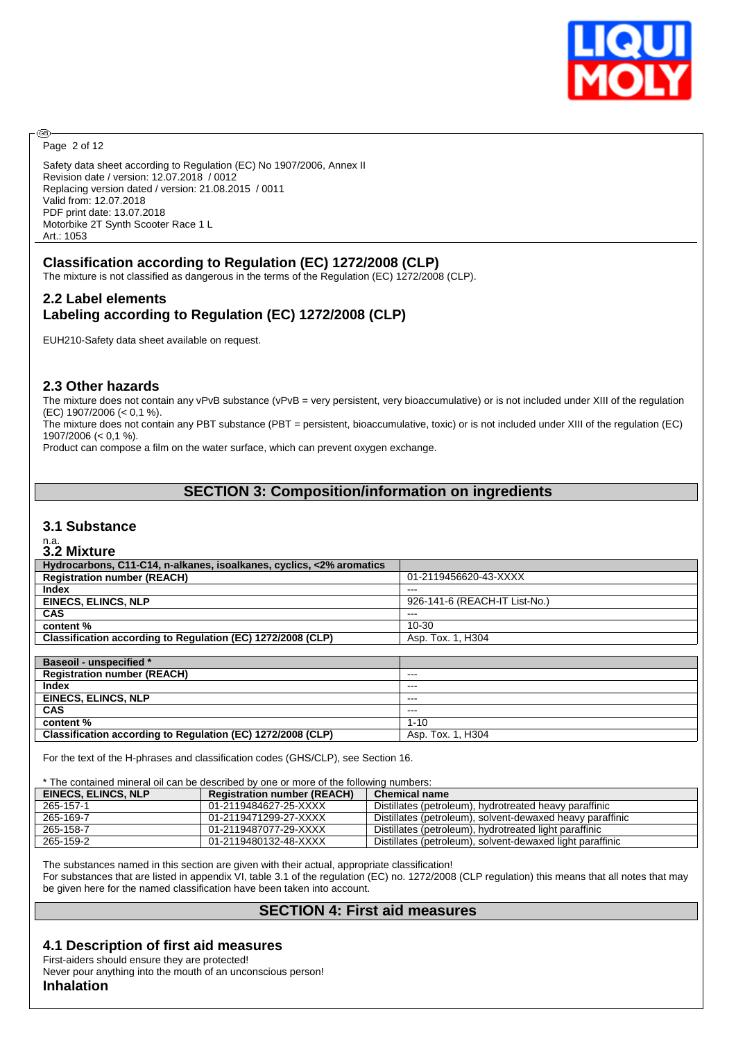Safety data sheet according to Regulation (EC) No 1907/2006, Annex II
Revision date / version: 12.07.2018 / 0012
Replacing version dated / version: 21.08.2015 / 0011
Valid from: 12.07.2018
PDF print date: 13.07.2018
Motorbike 2T Synth Scooter Race 1 L
Art.: 1053

## Classification according to Regulation (EC) 1272/2008 (CLP)

The mixture is not classified as dangerous in the terms of the Regulation (EC) 1272/2008 (CLP).

## 2.2 Label elements
## Labeling according to Regulation (EC) 1272/2008 (CLP)

EUH210-Safety data sheet available on request.

## 2.3 Other hazards

The mixture does not contain any vPvB substance (vPvB = very persistent, very bioaccumulative) or is not included under XIII of the regulation (EC) 1907/2006 (< 0,1 %).
The mixture does not contain any PBT substance (PBT = persistent, bioaccumulative, toxic) or is not included under XIII of the regulation (EC) 1907/2006 (< 0,1 %).
Product can compose a film on the water surface, which can prevent oxygen exchange.

# SECTION 3: Composition/information on ingredients

## 3.1 Substance

n.a.

## 3.2 Mixture

| Hydrocarbons, C11-C14, n-alkanes, isoalkanes, cyclics, <2% aromatics | |
|---|---|
| **Registration number (REACH)** | 01-2119456620-43-XXXX |
| **Index** | --- |
| **EINECS, ELINCS, NLP** | 926-141-6 (REACH-IT List-No.) |
| **CAS** | --- |
| **content %** | 10-30 |
| **Classification according to Regulation (EC) 1272/2008 (CLP)** | Asp. Tox. 1, H304 |

| Baseoil - unspecified * | |
|---|---|
| **Registration number (REACH)** | --- |
| **Index** | --- |
| **EINECS, ELINCS, NLP** | --- |
| **CAS** | --- |
| **content %** | 1-10 |
| **Classification according to Regulation (EC) 1272/2008 (CLP)** | Asp. Tox. 1, H304 |

For the text of the H-phrases and classification codes (GHS/CLP), see Section 16.

* The contained mineral oil can be described by one or more of the following numbers:

| EINECS, ELINCS, NLP | Registration number (REACH) | Chemical name |
|---|---|---|
| 265-157-1 | 01-2119484627-25-XXXX | Distillates (petroleum), hydrotreated heavy paraffinic |
| 265-169-7 | 01-2119471299-27-XXXX | Distillates (petroleum), solvent-dewaxed heavy paraffinic |
| 265-158-7 | 01-2119487077-29-XXXX | Distillates (petroleum), hydrotreated light paraffinic |
| 265-159-2 | 01-2119480132-48-XXXX | Distillates (petroleum), solvent-dewaxed light paraffinic |

The substances named in this section are given with their actual, appropriate classification!
For substances that are listed in appendix VI, table 3.1 of the regulation (EC) no. 1272/2008 (CLP regulation) this means that all notes that may be given here for the named classification have been taken into account.

# SECTION 4: First aid measures

## 4.1 Description of first aid measures

First-aiders should ensure they are protected!
Never pour anything into the mouth of an unconscious person!

### Inhalation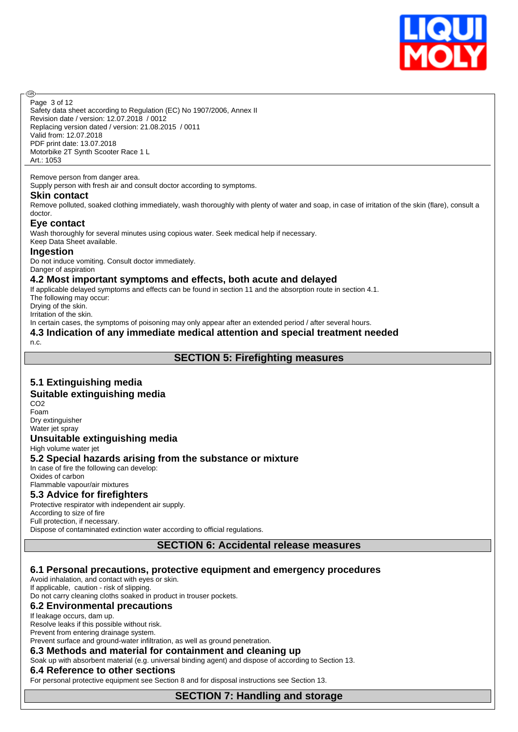Remove person from danger area.
Supply person with fresh air and consult doctor according to symptoms.

### Skin contact

Remove polluted, soaked clothing immediately, wash thoroughly with plenty of water and soap, in case of irritation of the skin (flare), consult a doctor.

### Eye contact

Wash thoroughly for several minutes using copious water. Seek medical help if necessary.
Keep Data Sheet available.

### Ingestion

Do not induce vomiting. Consult doctor immediately.
Danger of aspiration

### 4.2 Most important symptoms and effects, both acute and delayed

If applicable delayed symptoms and effects can be found in section 11 and the absorption route in section 4.1.
The following may occur:
Drying of the skin.
Irritation of the skin.
In certain cases, the symptoms of poisoning may only appear after an extended period / after several hours.

### 4.3 Indication of any immediate medical attention and special treatment needed

n.c.

## SECTION 5: Firefighting measures

### 5.1 Extinguishing media

### Suitable extinguishing media

$CO_2$
Foam
Dry extinguisher
Water jet spray

### Unsuitable extinguishing media

High volume water jet

### 5.2 Special hazards arising from the substance or mixture

In case of fire the following can develop:
Oxides of carbon
Flammable vapour/air mixtures

### 5.3 Advice for firefighters

Protective respirator with independent air supply.
According to size of fire
Full protection, if necessary.
Dispose of contaminated extinction water according to official regulations.

## SECTION 6: Accidental release measures

### 6.1 Personal precautions, protective equipment and emergency procedures

Avoid inhalation, and contact with eyes or skin.
If applicable, caution - risk of slipping.
Do not carry cleaning cloths soaked in product in trouser pockets.

### 6.2 Environmental precautions

If leakage occurs, dam up.
Resolve leaks if this possible without risk.
Prevent from entering drainage system.
Prevent surface and ground-water infiltration, as well as ground penetration.

### 6.3 Methods and material for containment and cleaning up

Soak up with absorbent material (e.g. universal binding agent) and dispose of according to Section 13.

### 6.4 Reference to other sections

For personal protective equipment see Section 8 and for disposal instructions see Section 13.

## SECTION 7: Handling and storage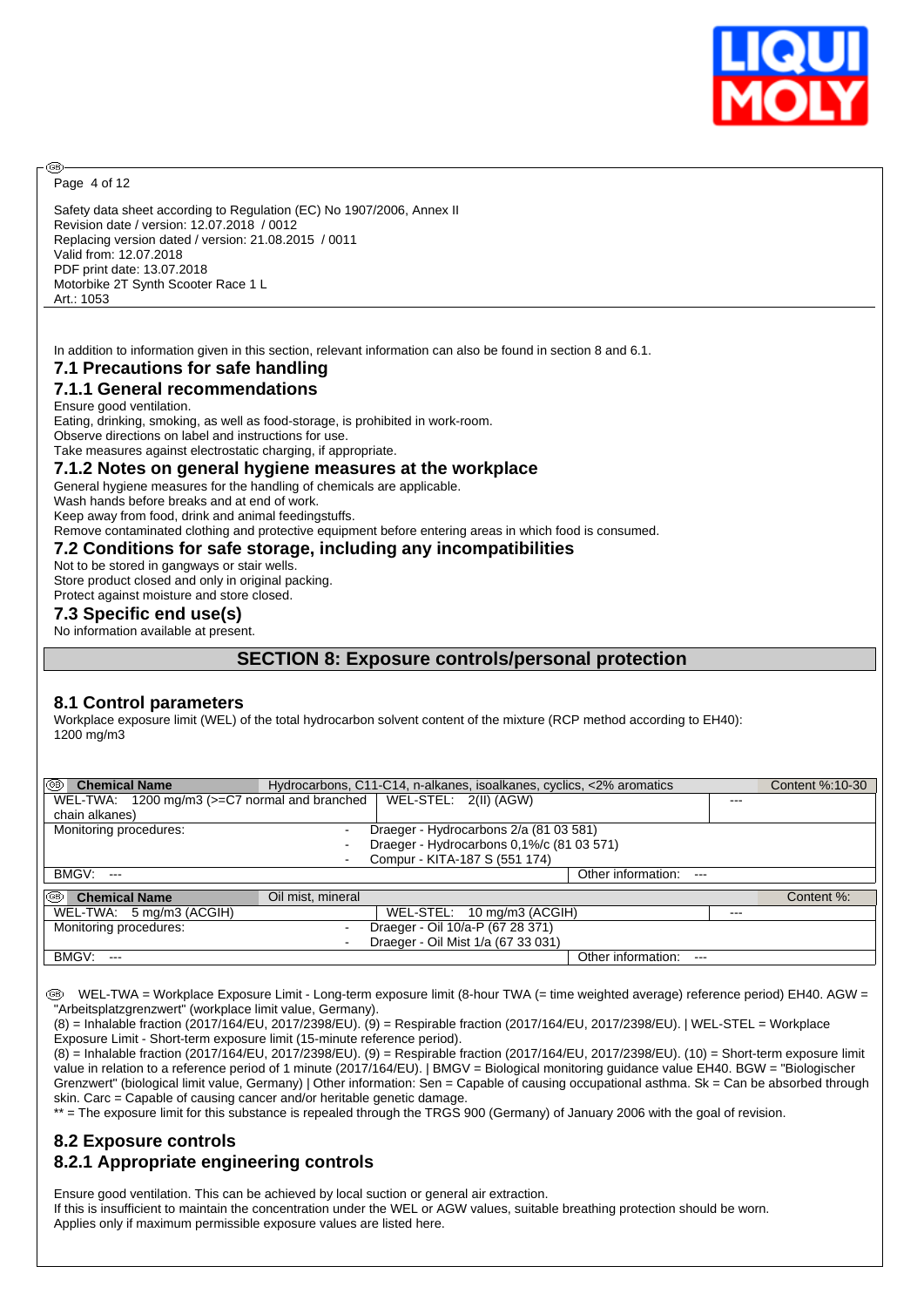Safety data sheet according to Regulation (EC) No 1907/2006, Annex II
Revision date / version: 12.07.2018 / 0012
Replacing version dated / version: 21.08.2015 / 0011
Valid from: 12.07.2018
PDF print date: 13.07.2018
Motorbike 2T Synth Scooter Race 1 L
Art.: 1053

In addition to information given in this section, relevant information can also be found in section 8 and 6.1.

## 7.1 Precautions for safe handling

### 7.1.1 General recommendations

Ensure good ventilation.
Eating, drinking, smoking, as well as food-storage, is prohibited in work-room.
Observe directions on label and instructions for use.
Take measures against electrostatic charging, if appropriate.

### 7.1.2 Notes on general hygiene measures at the workplace

General hygiene measures for the handling of chemicals are applicable.
Wash hands before breaks and at end of work.
Keep away from food, drink and animal feedingstuffs.
Remove contaminated clothing and protective equipment before entering areas in which food is consumed.

## 7.2 Conditions for safe storage, including any incompatibilities

Not to be stored in gangways or stair wells.
Store product closed and only in original packing.
Protect against moisture and store closed.

## 7.3 Specific end use(s)

No information available at present.

# SECTION 8: Exposure controls/personal protection

## 8.1 Control parameters

Workplace exposure limit (WEL) of the total hydrocarbon solvent content of the mixture (RCP method according to EH40): 1200 mg/m3

| **Chemical Name** | Hydrocarbons, C11-C14, n-alkanes, isoalkanes, cyclics, <2% aromatics | | Content %:10-30 |
|---|---|---|---|
| WEL-TWA: 1200 mg/m3 (>=C7 normal and branched chain alkanes) | WEL-STEL: 2(II) (AGW) | --- | |
| Monitoring procedures: | - Draeger - Hydrocarbons 2/a (81 03 581)<br>- Draeger - Hydrocarbons 0,1%/c (81 03 571)<br>- Compur - KITA-187 S (551 174) | | |
| BMGV: --- | | Other information: --- | |

| **Chemical Name** | Oil mist, mineral | | Content %: |
|---|---|---|---|
| WEL-TWA: 5 mg/m3 (ACGIH) | WEL-STEL: 10 mg/m3 (ACGIH) | --- | |
| Monitoring procedures: | - Draeger - Oil 10/a-P (67 28 371)<br>- Draeger - Oil Mist 1/a (67 33 031) | | |
| BMGV: --- | | Other information: --- | |

WEL-TWA = Workplace Exposure Limit - Long-term exposure limit (8-hour TWA (= time weighted average) reference period) EH40. AGW = "Arbeitsplatzgrenzwert" (workplace limit value, Germany).
(8) = Inhalable fraction (2017/164/EU, 2017/2398/EU). (9) = Respirable fraction (2017/164/EU, 2017/2398/EU). | WEL-STEL = Workplace Exposure Limit - Short-term exposure limit (15-minute reference period).
(8) = Inhalable fraction (2017/164/EU, 2017/2398/EU). (9) = Respirable fraction (2017/164/EU, 2017/2398/EU). (10) = Short-term exposure limit value in relation to a reference period of 1 minute (2017/164/EU). | BMGV = Biological monitoring guidance value EH40. BGW = "Biologischer Grenzwert" (biological limit value, Germany) | Other information: Sen = Capable of causing occupational asthma. Sk = Can be absorbed through skin. Carc = Capable of causing cancer and/or heritable genetic damage.
** = The exposure limit for this substance is repealed through the TRGS 900 (Germany) of January 2006 with the goal of revision.

## 8.2 Exposure controls

### 8.2.1 Appropriate engineering controls

Ensure good ventilation. This can be achieved by local suction or general air extraction.
If this is insufficient to maintain the concentration under the WEL or AGW values, suitable breathing protection should be worn.
Applies only if maximum permissible exposure values are listed here.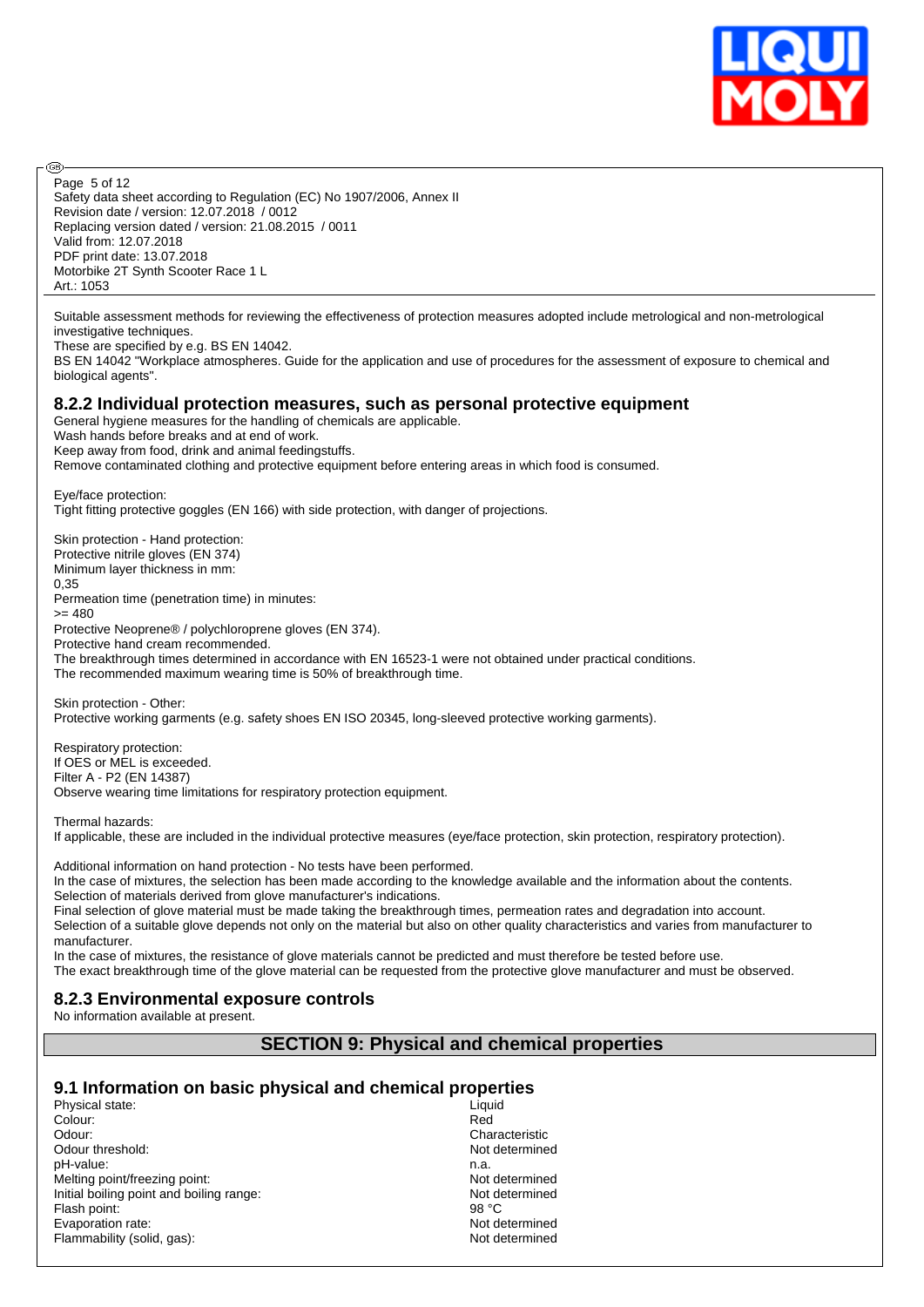Suitable assessment methods for reviewing the effectiveness of protection measures adopted include metrological and non-metrological investigative techniques.
These are specified by e.g. BS EN 14042.
BS EN 14042 "Workplace atmospheres. Guide for the application and use of procedures for the assessment of exposure to chemical and biological agents".

### 8.2.2 Individual protection measures, such as personal protective equipment

General hygiene measures for the handling of chemicals are applicable.
Wash hands before breaks and at end of work.
Keep away from food, drink and animal feedingstuffs.
Remove contaminated clothing and protective equipment before entering areas in which food is consumed.

Eye/face protection:
Tight fitting protective goggles (EN 166) with side protection, with danger of projections.

Skin protection - Hand protection:
Protective nitrile gloves (EN 374)
Minimum layer thickness in mm:
0,35
Permeation time (penetration time) in minutes:
>= 480
Protective Neoprene® / polychloroprene gloves (EN 374).
Protective hand cream recommended.
The breakthrough times determined in accordance with EN 16523-1 were not obtained under practical conditions.
The recommended maximum wearing time is 50% of breakthrough time.

Skin protection - Other:
Protective working garments (e.g. safety shoes EN ISO 20345, long-sleeved protective working garments).

Respiratory protection:
If OES or MEL is exceeded.
Filter A - P2 (EN 14387)
Observe wearing time limitations for respiratory protection equipment.

Thermal hazards:
If applicable, these are included in the individual protective measures (eye/face protection, skin protection, respiratory protection).

Additional information on hand protection - No tests have been performed.
In the case of mixtures, the selection has been made according to the knowledge available and the information about the contents.
Selection of materials derived from glove manufacturer's indications.
Final selection of glove material must be made taking the breakthrough times, permeation rates and degradation into account.
Selection of a suitable glove depends not only on the material but also on other quality characteristics and varies from manufacturer to manufacturer.
In the case of mixtures, the resistance of glove materials cannot be predicted and must therefore be tested before use.
The exact breakthrough time of the glove material can be requested from the protective glove manufacturer and must be observed.

### 8.2.3 Environmental exposure controls

No information available at present.

## SECTION 9: Physical and chemical properties

### 9.1 Information on basic physical and chemical properties

| | |
|---|---|
| Physical state: | Liquid |
| Colour: | Red |
| Odour: | Characteristic |
| Odour threshold: | Not determined |
| pH-value: | n.a. |
| Melting point/freezing point: | Not determined |
| Initial boiling point and boiling range: | Not determined |
| Flash point: | 98 °C |
| Evaporation rate: | Not determined |
| Flammability (solid, gas): | Not determined |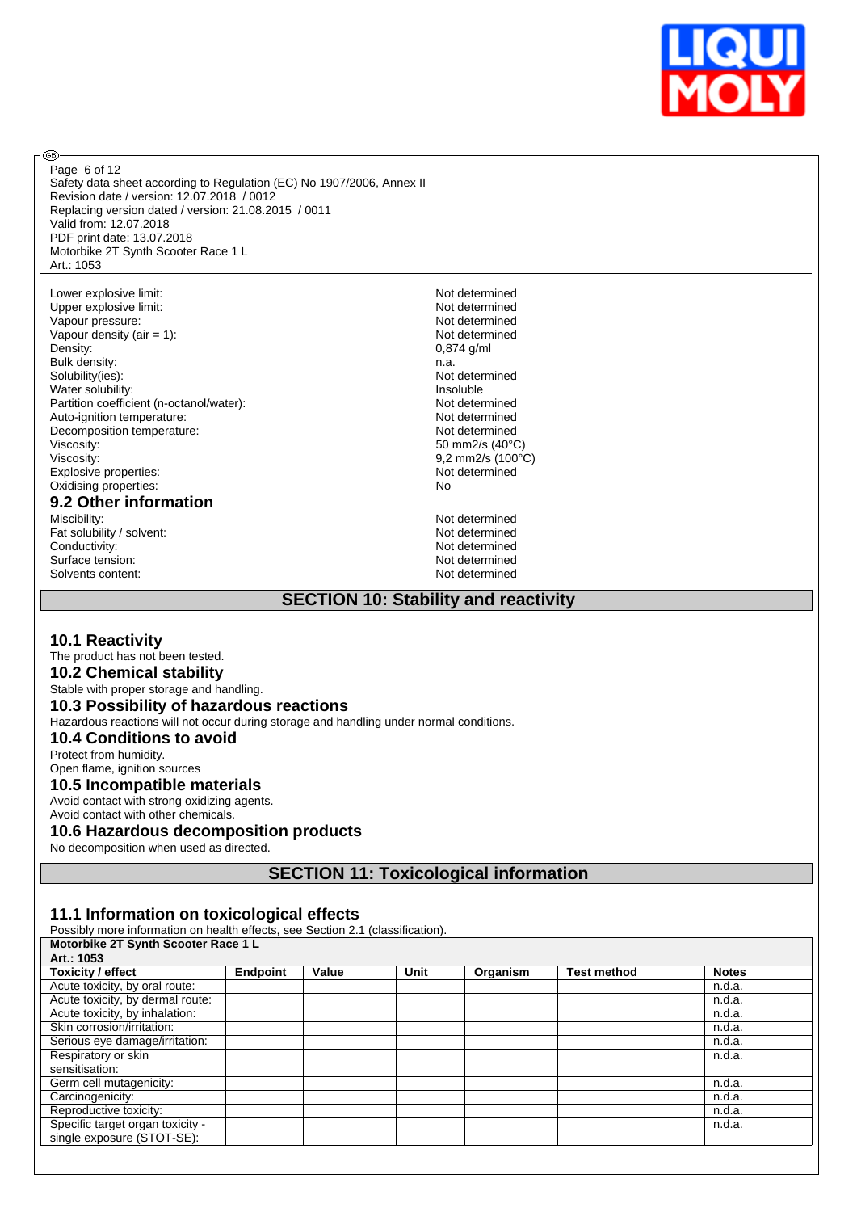| | |
|---|---|
| Lower explosive limit: | Not determined |
| Upper explosive limit: | Not determined |
| Vapour pressure: | Not determined |
| Vapour density (air = 1): | Not determined |
| Density: | 0,874 g/ml |
| Bulk density: | n.a. |
| Solubility(ies): | Not determined |
| Water solubility: | Insoluble |
| Partition coefficient (n-octanol/water): | Not determined |
| Auto-ignition temperature: | Not determined |
| Decomposition temperature: | Not determined |
| Viscosity: | 50 mm2/s (40°C) |
| Viscosity: | 9,2 mm2/s (100°C) |
| Explosive properties: | Not determined |
| Oxidising properties: | No |

### 9.2 Other information

| | |
|---|---|
| Miscibility: | Not determined |
| Fat solubility / solvent: | Not determined |
| Conductivity: | Not determined |
| Surface tension: | Not determined |
| Solvents content: | Not determined |

## SECTION 10: Stability and reactivity

### 10.1 Reactivity

The product has not been tested.

### 10.2 Chemical stability

Stable with proper storage and handling.

### 10.3 Possibility of hazardous reactions

Hazardous reactions will not occur during storage and handling under normal conditions.

### 10.4 Conditions to avoid

Protect from humidity.
Open flame, ignition sources

### 10.5 Incompatible materials

Avoid contact with strong oxidizing agents.
Avoid contact with other chemicals.

### 10.6 Hazardous decomposition products

No decomposition when used as directed.

## SECTION 11: Toxicological information

### 11.1 Information on toxicological effects

Possibly more information on health effects, see Section 2.1 (classification).

**Motorbike 2T Synth Scooter Race 1 L**
**Art.: 1053**

| Toxicity / effect | Endpoint | Value | Unit | Organism | Test method | Notes |
|---|---|---|---|---|---|---|
| Acute toxicity, by oral route: | | | | | | n.d.a. |
| Acute toxicity, by dermal route: | | | | | | n.d.a. |
| Acute toxicity, by inhalation: | | | | | | n.d.a. |
| Skin corrosion/irritation: | | | | | | n.d.a. |
| Serious eye damage/irritation: | | | | | | n.d.a. |
| Respiratory or skin sensitisation: | | | | | | n.d.a. |
| Germ cell mutagenicity: | | | | | | n.d.a. |
| Carcinogenicity: | | | | | | n.d.a. |
| Reproductive toxicity: | | | | | | n.d.a. |
| Specific target organ toxicity - single exposure (STOT-SE): | | | | | | n.d.a. |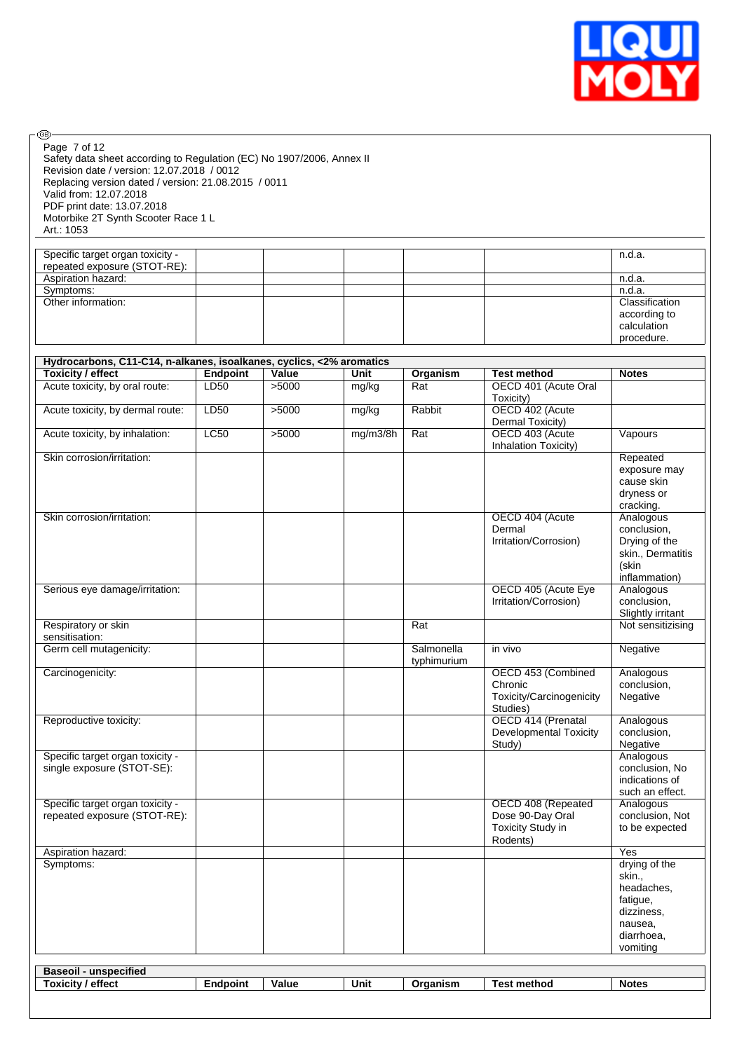Safety data sheet according to Regulation (EC) No 1907/2006, Annex II
Revision date / version: 12.07.2018 / 0012
Replacing version dated / version: 21.08.2015 / 0011
Valid from: 12.07.2018
PDF print date: 13.07.2018
Motorbike 2T Synth Scooter Race 1 L
Art.: 1053

| | | | | | | |
|---|---|---|---|---|---|---|
| Specific target organ toxicity - repeated exposure (STOT-RE): | | | | | | n.d.a. |
| Aspiration hazard: | | | | | | n.d.a. |
| Symptoms: | | | | | | n.d.a. |
| Other information: | | | | | | Classification according to calculation procedure. |

**Hydrocarbons, C11-C14, n-alkanes, isoalkanes, cyclics, <2% aromatics**

| Toxicity / effect | Endpoint | Value | Unit | Organism | Test method | Notes |
|---|---|---|---|---|---|---|
| Acute toxicity, by oral route: | LD50 | >5000 | mg/kg | Rat | OECD 401 (Acute Oral Toxicity) | |
| Acute toxicity, by dermal route: | LD50 | >5000 | mg/kg | Rabbit | OECD 402 (Acute Dermal Toxicity) | |
| Acute toxicity, by inhalation: | LC50 | >5000 | mg/m3/8h | Rat | OECD 403 (Acute Inhalation Toxicity) | Vapours |
| Skin corrosion/irritation: | | | | | | Repeated exposure may cause skin dryness or cracking. |
| Skin corrosion/irritation: | | | | | OECD 404 (Acute Dermal Irritation/Corrosion) | Analogous conclusion, Drying of the skin., Dermatitis (skin inflammation) |
| Serious eye damage/irritation: | | | | | OECD 405 (Acute Eye Irritation/Corrosion) | Analogous conclusion, Slightly irritant |
| Respiratory or skin sensitisation: | | | | Rat | | Not sensitizising |
| Germ cell mutagenicity: | | | | Salmonella typhimurium | in vivo | Negative |
| Carcinogenicity: | | | | | OECD 453 (Combined Chronic Toxicity/Carcinogenicity Studies) | Analogous conclusion, Negative |
| Reproductive toxicity: | | | | | OECD 414 (Prenatal Developmental Toxicity Study) | Analogous conclusion, Negative |
| Specific target organ toxicity - single exposure (STOT-SE): | | | | | | Analogous conclusion, No indications of such an effect. |
| Specific target organ toxicity - repeated exposure (STOT-RE): | | | | | OECD 408 (Repeated Dose 90-Day Oral Toxicity Study in Rodents) | Analogous conclusion, Not to be expected |
| Aspiration hazard: | | | | | | Yes |
| Symptoms: | | | | | | drying of the skin., headaches, fatigue, dizziness, nausea, diarrhoea, vomiting |

**Baseoil - unspecified**

| Toxicity / effect | Endpoint | Value | Unit | Organism | Test method | Notes |
|---|---|---|---|---|---|---|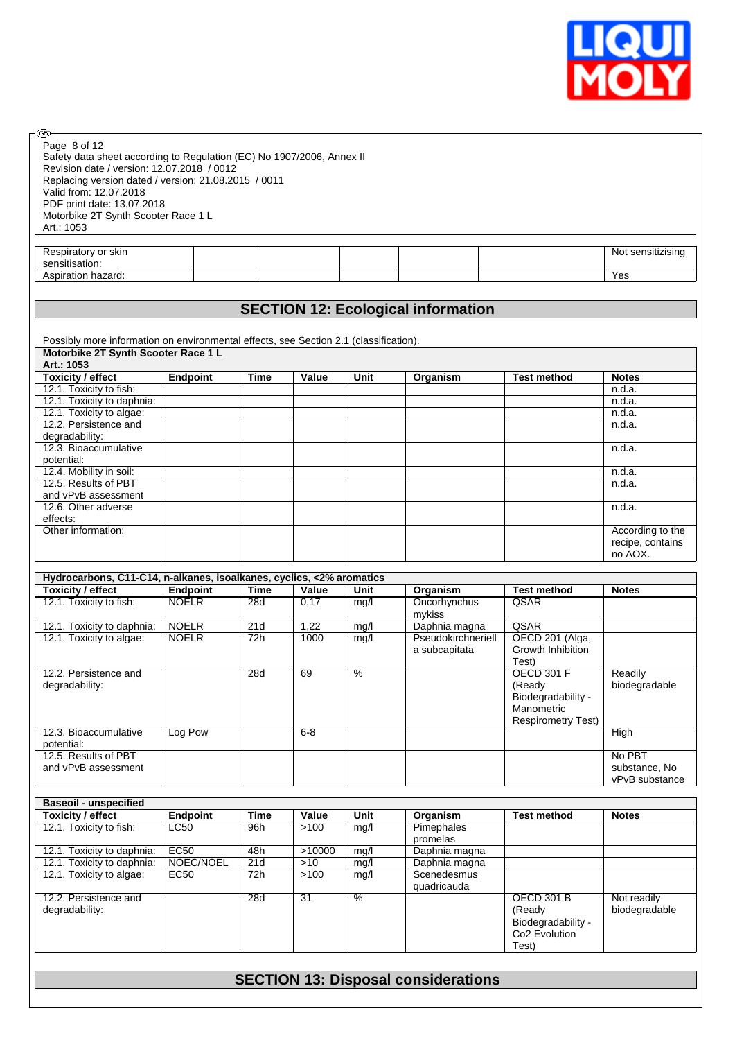Page 8 of 12
Safety data sheet according to Regulation (EC) No 1907/2006, Annex II
Revision date / version: 12.07.2018 / 0012
Replacing version dated / version: 21.08.2015 / 0011
Valid from: 12.07.2018
PDF print date: 13.07.2018
Motorbike 2T Synth Scooter Race 1 L
Art.: 1053

| | | | | | | | |
|---|---|---|---|---|---|---|---|
| Respiratory or skin sensitisation: | | | | | | | Not sensitizising |
| Aspiration hazard: | | | | | | | Yes |

## SECTION 12: Ecological information

Possibly more information on environmental effects, see Section 2.1 (classification).

**Motorbike 2T Synth Scooter Race 1 L**
**Art.: 1053**

| Toxicity / effect | Endpoint | Time | Value | Unit | Organism | Test method | Notes |
|---|---|---|---|---|---|---|---|
| 12.1. Toxicity to fish: | | | | | | | n.d.a. |
| 12.1. Toxicity to daphnia: | | | | | | | n.d.a. |
| 12.1. Toxicity to algae: | | | | | | | n.d.a. |
| 12.2. Persistence and degradability: | | | | | | | n.d.a. |
| 12.3. Bioaccumulative potential: | | | | | | | n.d.a. |
| 12.4. Mobility in soil: | | | | | | | n.d.a. |
| 12.5. Results of PBT and vPvB assessment | | | | | | | n.d.a. |
| 12.6. Other adverse effects: | | | | | | | n.d.a. |
| Other information: | | | | | | | According to the recipe, contains no AOX. |

**Hydrocarbons, C11-C14, n-alkanes, isoalkanes, cyclics, <2% aromatics**

| Toxicity / effect | Endpoint | Time | Value | Unit | Organism | Test method | Notes |
|---|---|---|---|---|---|---|---|
| 12.1. Toxicity to fish: | NOELR | 28d | 0,17 | mg/l | Oncorhynchus mykiss | QSAR | |
| 12.1. Toxicity to daphnia: | NOELR | 21d | 1,22 | mg/l | Daphnia magna | QSAR | |
| 12.1. Toxicity to algae: | NOELR | 72h | 1000 | mg/l | Pseudokirchneriella subcapitata | OECD 201 (Alga, Growth Inhibition Test) | |
| 12.2. Persistence and degradability: | | 28d | 69 | % | | OECD 301 F (Ready Biodegradability - Manometric Respirometry Test) | Readily biodegradable |
| 12.3. Bioaccumulative potential: | Log Pow | | 6-8 | | | | High |
| 12.5. Results of PBT and vPvB assessment | | | | | | | No PBT substance, No vPvB substance |

**Baseoil - unspecified**

| Toxicity / effect | Endpoint | Time | Value | Unit | Organism | Test method | Notes |
|---|---|---|---|---|---|---|---|
| 12.1. Toxicity to fish: | LC50 | 96h | >100 | mg/l | Pimephales promelas | | |
| 12.1. Toxicity to daphnia: | EC50 | 48h | >10000 | mg/l | Daphnia magna | | |
| 12.1. Toxicity to daphnia: | NOEC/NOEL | 21d | >10 | mg/l | Daphnia magna | | |
| 12.1. Toxicity to algae: | EC50 | 72h | >100 | mg/l | Scenedesmus quadricauda | | |
| 12.2. Persistence and degradability: | | 28d | 31 | % | | OECD 301 B (Ready Biodegradability - Co2 Evolution Test) | Not readily biodegradable |

## SECTION 13: Disposal considerations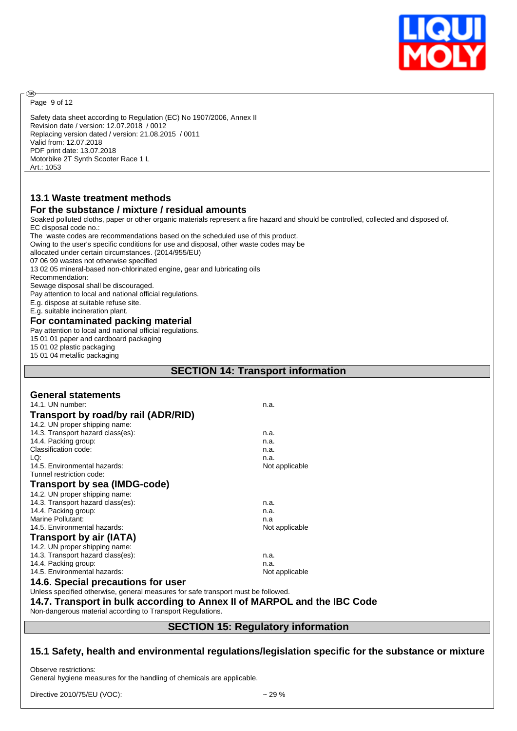### 13.1 Waste treatment methods

### For the substance / mixture / residual amounts

Soaked polluted cloths, paper or other organic materials represent a fire hazard and should be controlled, collected and disposed of.

EC disposal code no.:

The waste codes are recommendations based on the scheduled use of this product.

Owing to the user's specific conditions for use and disposal, other waste codes may be allocated under certain circumstances. (2014/955/EU)

07 06 99 wastes not otherwise specified

13 02 05 mineral-based non-chlorinated engine, gear and lubricating oils

Recommendation:

Sewage disposal shall be discouraged.

Pay attention to local and national official regulations.

E.g. dispose at suitable refuse site.

E.g. suitable incineration plant.

### For contaminated packing material

Pay attention to local and national official regulations.

15 01 01 paper and cardboard packaging

15 01 02 plastic packaging

15 01 04 metallic packaging

## SECTION 14: Transport information

### General statements

14.1. UN number: n.a.

### Transport by road/by rail (ADR/RID)

14.2. UN proper shipping name:

14.3. Transport hazard class(es): n.a.

14.4. Packing group: n.a.

Classification code: n.a.

LQ: n.a.

14.5. Environmental hazards: Not applicable

Tunnel restriction code:

### Transport by sea (IMDG-code)

14.2. UN proper shipping name:

14.3. Transport hazard class(es): n.a.

14.4. Packing group: n.a.

Marine Pollutant: n.a

14.5. Environmental hazards: Not applicable

### Transport by air (IATA)

14.2. UN proper shipping name:

14.3. Transport hazard class(es): n.a.

14.4. Packing group: n.a.

14.5. Environmental hazards: Not applicable

### 14.6. Special precautions for user

Unless specified otherwise, general measures for safe transport must be followed.

### 14.7. Transport in bulk according to Annex II of MARPOL and the IBC Code

Non-dangerous material according to Transport Regulations.

## SECTION 15: Regulatory information

### 15.1 Safety, health and environmental regulations/legislation specific for the substance or mixture

Observe restrictions:

General hygiene measures for the handling of chemicals are applicable.

Directive 2010/75/EU (VOC): ~ 29 %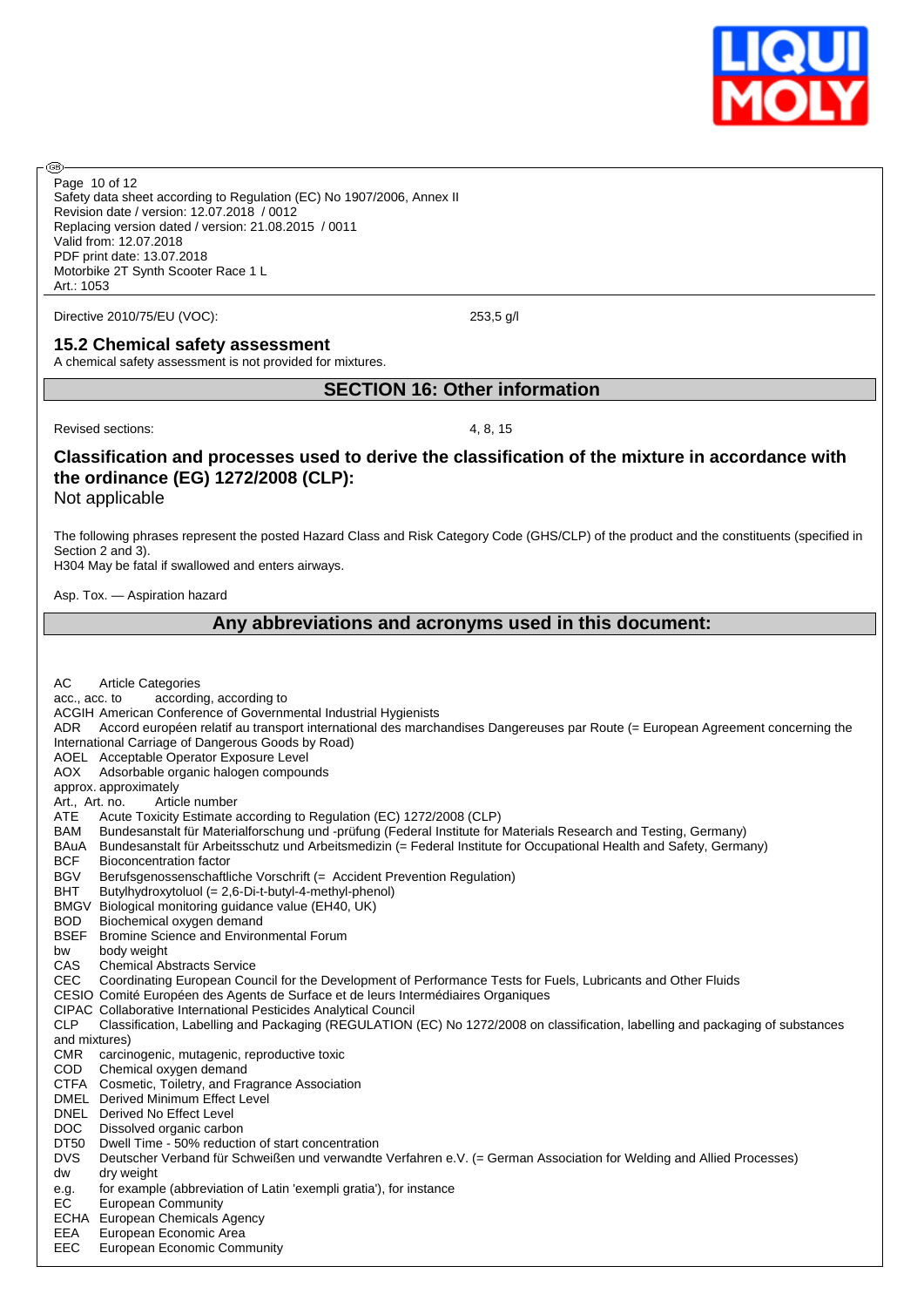Directive 2010/75/EU (VOC): 253,5 g/l

### 15.2 Chemical safety assessment

A chemical safety assessment is not provided for mixtures.

## SECTION 16: Other information

Revised sections: 4, 8, 15

### Classification and processes used to derive the classification of the mixture in accordance with the ordinance (EG) 1272/2008 (CLP):

Not applicable

The following phrases represent the posted Hazard Class and Risk Category Code (GHS/CLP) of the product and the constituents (specified in Section 2 and 3).

H304 May be fatal if swallowed and enters airways.

Asp. Tox. — Aspiration hazard

## Any abbreviations and acronyms used in this document:

AC Article Categories
acc., acc. to according, according to
ACGIH American Conference of Governmental Industrial Hygienists
ADR Accord européen relatif au transport international des marchandises Dangereuses par Route (= European Agreement concerning the International Carriage of Dangerous Goods by Road)
AOEL Acceptable Operator Exposure Level
AOX Adsorbable organic halogen compounds
approx. approximately
Art., Art. no. Article number
ATE Acute Toxicity Estimate according to Regulation (EC) 1272/2008 (CLP)
BAM Bundesanstalt für Materialforschung und -prüfung (Federal Institute for Materials Research and Testing, Germany)
BAuA Bundesanstalt für Arbeitsschutz und Arbeitsmedizin (= Federal Institute for Occupational Health and Safety, Germany)
BCF Bioconcentration factor
BGV Berufsgenossenschaftliche Vorschrift (= Accident Prevention Regulation)
BHT Butylhydroxytoluol (= 2,6-Di-t-butyl-4-methyl-phenol)
BMGV Biological monitoring guidance value (EH40, UK)
BOD Biochemical oxygen demand
BSEF Bromine Science and Environmental Forum
bw body weight
CAS Chemical Abstracts Service
CEC Coordinating European Council for the Development of Performance Tests for Fuels, Lubricants and Other Fluids
CESIO Comité Européen des Agents de Surface et de leurs Intermédiaires Organiques
CIPAC Collaborative International Pesticides Analytical Council
CLP Classification, Labelling and Packaging (REGULATION (EC) No 1272/2008 on classification, labelling and packaging of substances and mixtures)
CMR carcinogenic, mutagenic, reproductive toxic
COD Chemical oxygen demand
CTFA Cosmetic, Toiletry, and Fragrance Association
DMEL Derived Minimum Effect Level
DNEL Derived No Effect Level
DOC Dissolved organic carbon
DT50 Dwell Time - 50% reduction of start concentration
DVS Deutscher Verband für Schweißen und verwandte Verfahren e.V. (= German Association for Welding and Allied Processes)
dw dry weight
e.g. for example (abbreviation of Latin 'exempli gratia'), for instance
EC European Community
ECHA European Chemicals Agency
EEA European Economic Area
EEC European Economic Community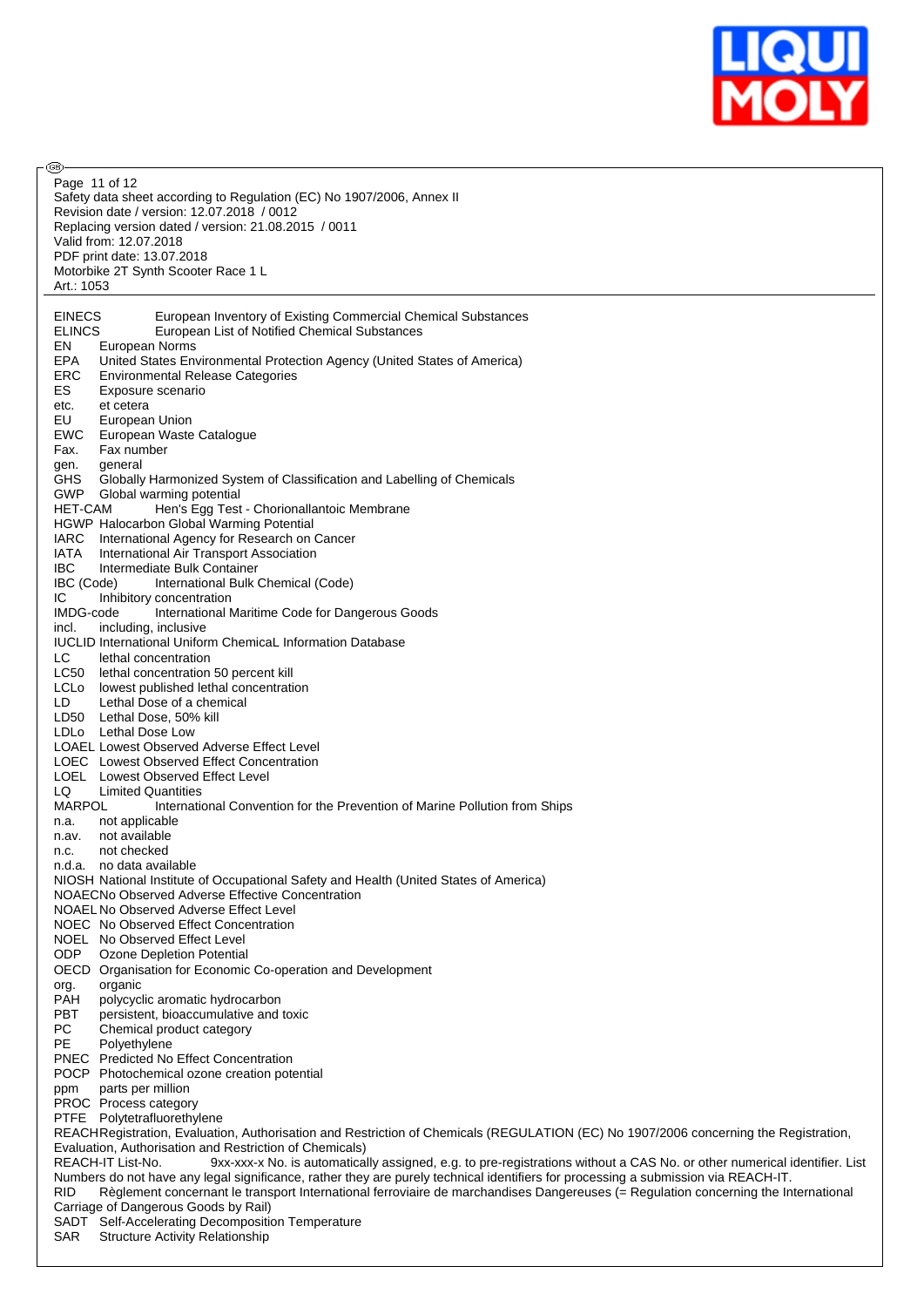EINECS European Inventory of Existing Commercial Chemical Substances
ELINCS European List of Notified Chemical Substances
EN European Norms
EPA United States Environmental Protection Agency (United States of America)
ERC Environmental Release Categories
ES Exposure scenario
etc. et cetera
EU European Union
EWC European Waste Catalogue
Fax. Fax number
gen. general
GHS Globally Harmonized System of Classification and Labelling of Chemicals
GWP Global warming potential
HET-CAM Hen's Egg Test - Chorionallantoic Membrane
HGWP Halocarbon Global Warming Potential
IARC International Agency for Research on Cancer
IATA International Air Transport Association
IBC Intermediate Bulk Container
IBC (Code) International Bulk Chemical (Code)
IC Inhibitory concentration
IMDG-code International Maritime Code for Dangerous Goods
incl. including, inclusive
IUCLID International Uniform ChemicaL Information Database
LC lethal concentration
LC50 lethal concentration 50 percent kill
LCLo lowest published lethal concentration
LD Lethal Dose of a chemical
LD50 Lethal Dose, 50% kill
LDLo Lethal Dose Low
LOAEL Lowest Observed Adverse Effect Level
LOEC Lowest Observed Effect Concentration
LOEL Lowest Observed Effect Level
LQ Limited Quantities
MARPOL International Convention for the Prevention of Marine Pollution from Ships
n.a. not applicable
n.av. not available
n.c. not checked
n.d.a. no data available
NIOSH National Institute of Occupational Safety and Health (United States of America)
NOAEC No Observed Adverse Effective Concentration
NOAEL No Observed Adverse Effect Level
NOEC No Observed Effect Concentration
NOEL No Observed Effect Level
ODP Ozone Depletion Potential
OECD Organisation for Economic Co-operation and Development
org. organic
PAH polycyclic aromatic hydrocarbon
PBT persistent, bioaccumulative and toxic
PC Chemical product category
PE Polyethylene
PNEC Predicted No Effect Concentration
POCP Photochemical ozone creation potential
ppm parts per million
PROC Process category
PTFE Polytetrafluorethylene
REACH Registration, Evaluation, Authorisation and Restriction of Chemicals (REGULATION (EC) No 1907/2006 concerning the Registration, Evaluation, Authorisation and Restriction of Chemicals)
REACH-IT List-No. 9xx-xxx-x No. is automatically assigned, e.g. to pre-registrations without a CAS No. or other numerical identifier. List Numbers do not have any legal significance, rather they are purely technical identifiers for processing a submission via REACH-IT.
RID Règlement concernant le transport International ferroviaire de marchandises Dangereuses (= Regulation concerning the International Carriage of Dangerous Goods by Rail)
SADT Self-Accelerating Decomposition Temperature
SAR Structure Activity Relationship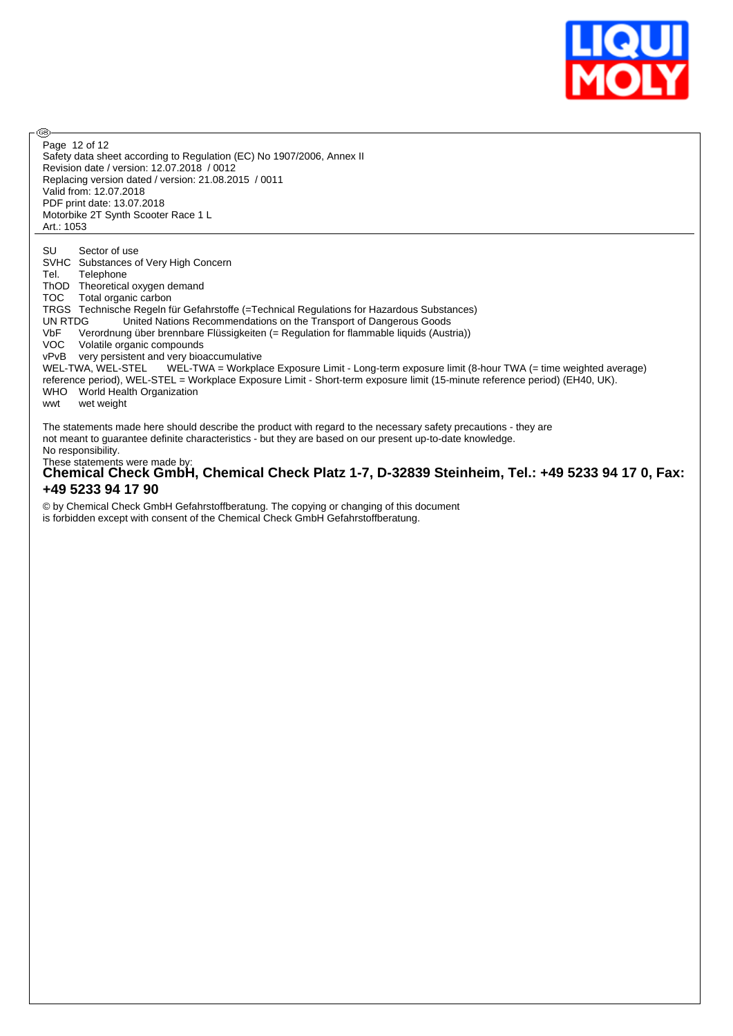SU Sector of use
SVHC Substances of Very High Concern
Tel. Telephone
ThOD Theoretical oxygen demand
TOC Total organic carbon
TRGS Technische Regeln für Gefahrstoffe (=Technical Regulations for Hazardous Substances)
UN RTDG United Nations Recommendations on the Transport of Dangerous Goods
VbF Verordnung über brennbare Flüssigkeiten (= Regulation for flammable liquids (Austria))
VOC Volatile organic compounds
vPvB very persistent and very bioaccumulative
WEL-TWA, WEL-STEL WEL-TWA = Workplace Exposure Limit - Long-term exposure limit (8-hour TWA (= time weighted average) reference period), WEL-STEL = Workplace Exposure Limit - Short-term exposure limit (15-minute reference period) (EH40, UK).
WHO World Health Organization
wwt wet weight

The statements made here should describe the product with regard to the necessary safety precautions - they are not meant to guarantee definite characteristics - but they are based on our present up-to-date knowledge.
No responsibility.
These statements were made by:

**Chemical Check GmbH, Chemical Check Platz 1-7, D-32839 Steinheim, Tel.: +49 5233 94 17 0, Fax: +49 5233 94 17 90**

© by Chemical Check GmbH Gefahrstoffberatung. The copying or changing of this document is forbidden except with consent of the Chemical Check GmbH Gefahrstoffberatung.